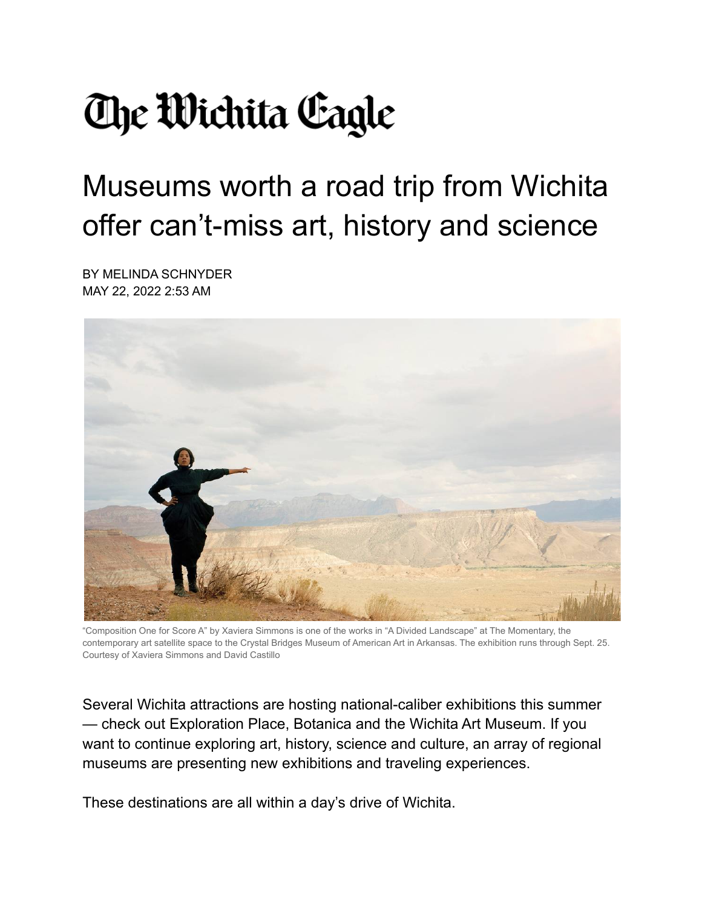# The Wichita Eagle

## Museums worth a road trip from Wichita offer can't-miss art, history and science

BY MELINDA SCHNYDER
MAY 22, 2022 2:53 AM

"Composition One for Score A" by Xaviera Simmons is one of the works in "A Divided Landscape" at The Momentary, the contemporary art satellite space to the Crystal Bridges Museum of American Art in Arkansas. The exhibition runs through Sept. 25. Courtesy of Xaviera Simmons and David Castillo

Several Wichita attractions are hosting national-caliber exhibitions this summer — check out Exploration Place, Botanica and the Wichita Art Museum. If you want to continue exploring art, history, science and culture, an array of regional museums are presenting new exhibitions and traveling experiences.

These destinations are all within a day's drive of Wichita.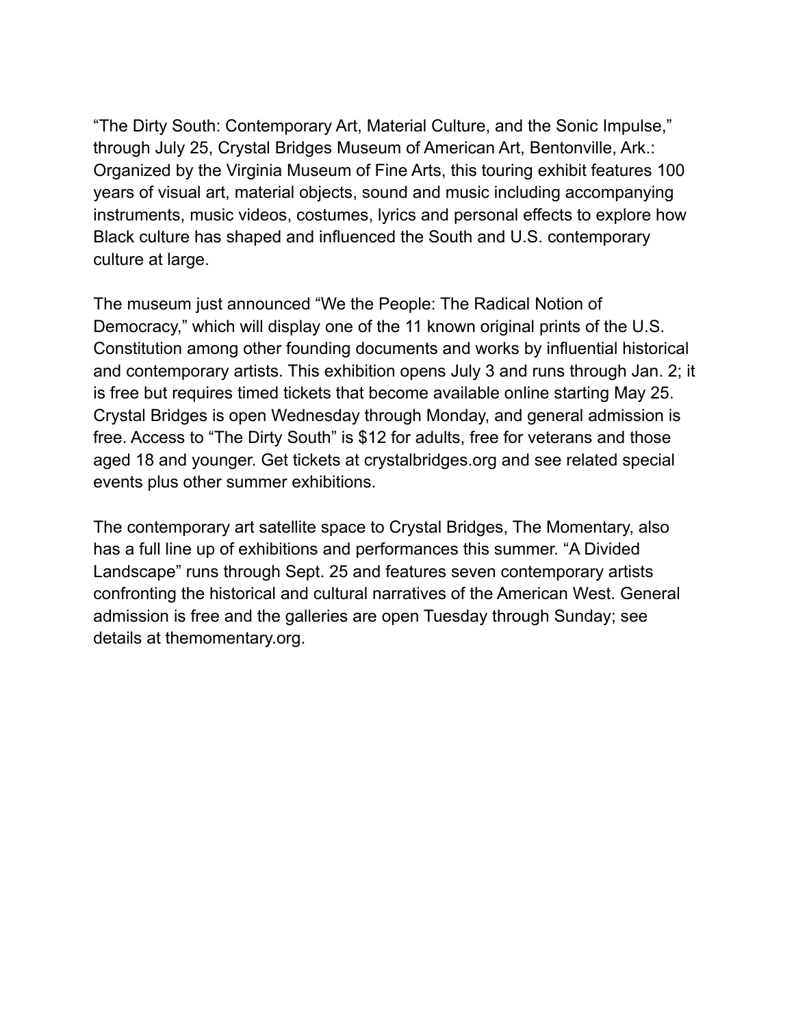“The Dirty South: Contemporary Art, Material Culture, and the Sonic Impulse,” through July 25, Crystal Bridges Museum of American Art, Bentonville, Ark.: Organized by the Virginia Museum of Fine Arts, this touring exhibit features 100 years of visual art, material objects, sound and music including accompanying instruments, music videos, costumes, lyrics and personal effects to explore how Black culture has shaped and influenced the South and U.S. contemporary culture at large.

The museum just announced “We the People: The Radical Notion of Democracy,” which will display one of the 11 known original prints of the U.S. Constitution among other founding documents and works by influential historical and contemporary artists. This exhibition opens July 3 and runs through Jan. 2; it is free but requires timed tickets that become available online starting May 25. Crystal Bridges is open Wednesday through Monday, and general admission is free. Access to “The Dirty South” is $12 for adults, free for veterans and those aged 18 and younger. Get tickets at crystalbridges.org and see related special events plus other summer exhibitions.

The contemporary art satellite space to Crystal Bridges, The Momentary, also has a full line up of exhibitions and performances this summer. “A Divided Landscape” runs through Sept. 25 and features seven contemporary artists confronting the historical and cultural narratives of the American West. General admission is free and the galleries are open Tuesday through Sunday; see details at themomentary.org.